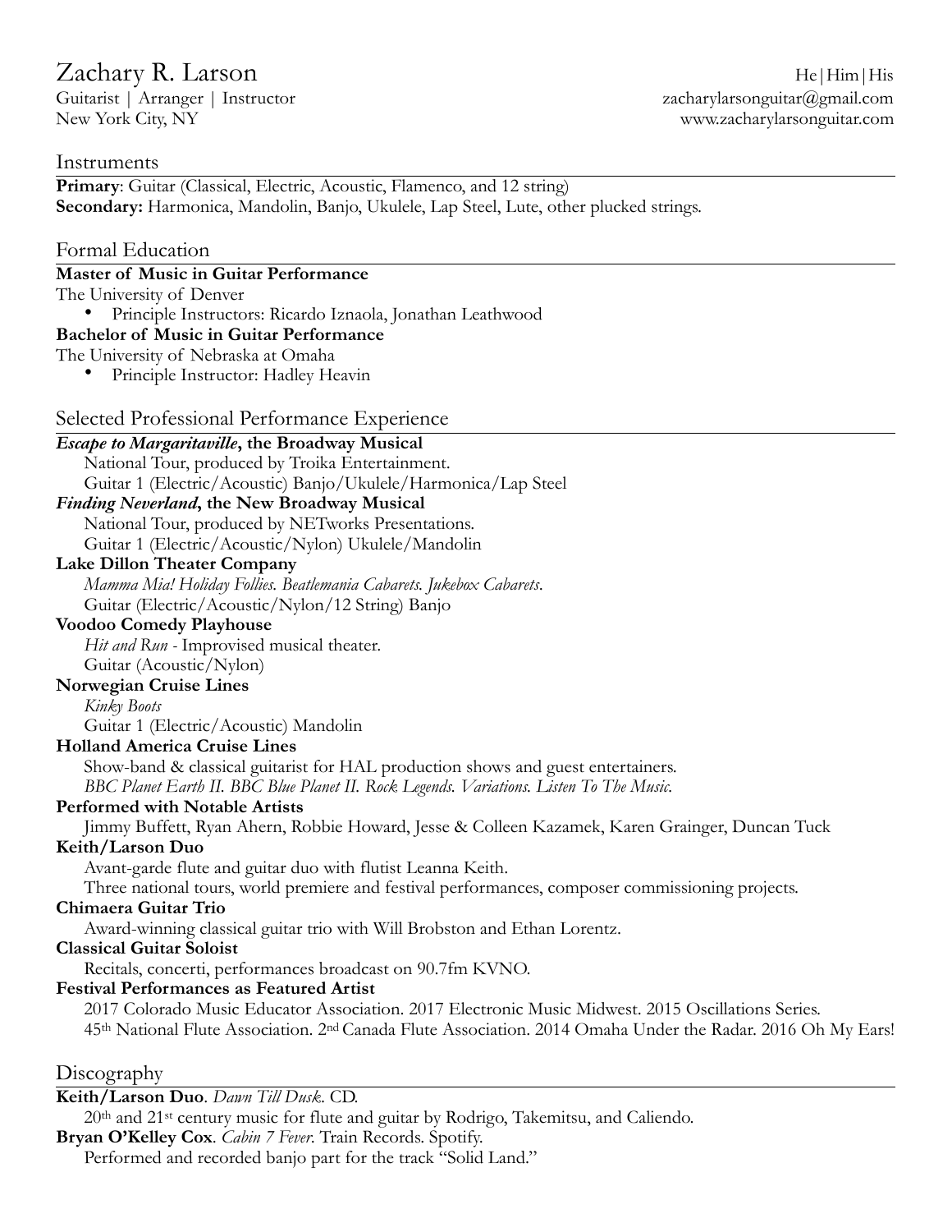# Zachary R. Larson

He|Him|His

Guitarist | Arranger | Instructor
zacharylarsonguitar@gmail.com
New York City, NY
www.zacharylarsonguitar.com

## Instruments

**Primary**: Guitar (Classical, Electric, Acoustic, Flamenco, and 12 string)
**Secondary:** Harmonica, Mandolin, Banjo, Ukulele, Lap Steel, Lute, other plucked strings.

## Formal Education

**Master of Music in Guitar Performance**
The University of Denver

- Principle Instructors: Ricardo Iznaola, Jonathan Leathwood

**Bachelor of Music in Guitar Performance**
The University of Nebraska at Omaha

- Principle Instructor: Hadley Heavin

## Selected Professional Performance Experience

***Escape to Margaritaville*, the Broadway Musical**
National Tour, produced by Troika Entertainment.
Guitar 1 (Electric/Acoustic) Banjo/Ukulele/Harmonica/Lap Steel

***Finding Neverland*, the New Broadway Musical**
National Tour, produced by NETworks Presentations.
Guitar 1 (Electric/Acoustic/Nylon) Ukulele/Mandolin

**Lake Dillon Theater Company**
*Mamma Mia! Holiday Follies. Beatlemania Cabarets. Jukebox Cabarets*.
Guitar (Electric/Acoustic/Nylon/12 String) Banjo

**Voodoo Comedy Playhouse**
*Hit and Run* - Improvised musical theater.
Guitar (Acoustic/Nylon)

**Norwegian Cruise Lines**
*Kinky Boots*
Guitar 1 (Electric/Acoustic) Mandolin

**Holland America Cruise Lines**
Show-band & classical guitarist for HAL production shows and guest entertainers.
*BBC Planet Earth II. BBC Blue Planet II. Rock Legends. Variations. Listen To The Music.*

**Performed with Notable Artists**
Jimmy Buffett, Ryan Ahern, Robbie Howard, Jesse & Colleen Kazamek, Karen Grainger, Duncan Tuck

**Keith/Larson Duo**
Avant-garde flute and guitar duo with flutist Leanna Keith.
Three national tours, world premiere and festival performances, composer commissioning projects.

**Chimaera Guitar Trio**
Award-winning classical guitar trio with Will Brobston and Ethan Lorentz.

**Classical Guitar Soloist**
Recitals, concerti, performances broadcast on 90.7fm KVNO.

**Festival Performances as Featured Artist**
2017 Colorado Music Educator Association. 2017 Electronic Music Midwest. 2015 Oscillations Series. 45th National Flute Association. 2nd Canada Flute Association. 2014 Omaha Under the Radar. 2016 Oh My Ears!

## Discography

**Keith/Larson Duo**. *Dawn Till Dusk*. CD.
20th and 21st century music for flute and guitar by Rodrigo, Takemitsu, and Caliendo.

**Bryan O'Kelley Cox**. *Cabin 7 Fever*. Train Records. Spotify.
Performed and recorded banjo part for the track "Solid Land."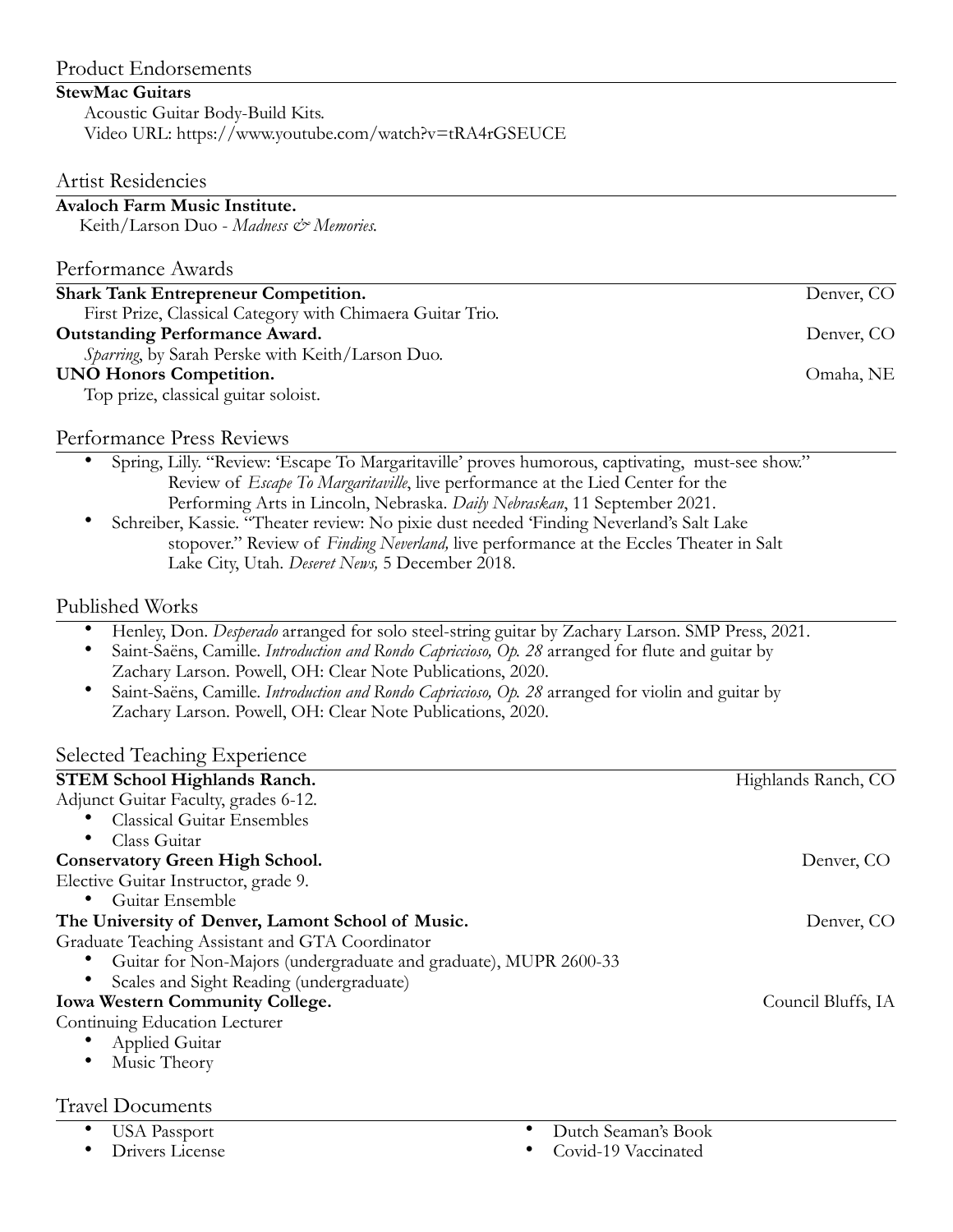## Product Endorsements

**StewMac Guitars**

Acoustic Guitar Body-Build Kits.
Video URL: https://www.youtube.com/watch?v=tRA4rGSEUCE

## Artist Residencies

**Avaloch Farm Music Institute.**

Keith/Larson Duo - *Madness & Memories.*

## Performance Awards

**Shark Tank Entrepreneur Competition.** Denver, CO
First Prize, Classical Category with Chimaera Guitar Trio.

**Outstanding Performance Award.** Denver, CO
*Sparring*, by Sarah Perske with Keith/Larson Duo.

**UNO Honors Competition.** Omaha, NE
Top prize, classical guitar soloist.

## Performance Press Reviews

- Spring, Lilly. "Review: 'Escape To Margaritaville' proves humorous, captivating, must-see show." Review of *Escape To Margaritaville*, live performance at the Lied Center for the Performing Arts in Lincoln, Nebraska. *Daily Nebraskan*, 11 September 2021.
- Schreiber, Kassie. "Theater review: No pixie dust needed 'Finding Neverland's Salt Lake stopover." Review of *Finding Neverland,* live performance at the Eccles Theater in Salt Lake City, Utah. *Deseret News,* 5 December 2018.

## Published Works

- Henley, Don. *Desperado* arranged for solo steel-string guitar by Zachary Larson. SMP Press, 2021.
- Saint-Saëns, Camille. *Introduction and Rondo Capriccioso, Op. 28* arranged for flute and guitar by Zachary Larson. Powell, OH: Clear Note Publications, 2020.
- Saint-Saëns, Camille. *Introduction and Rondo Capriccioso, Op. 28* arranged for violin and guitar by Zachary Larson. Powell, OH: Clear Note Publications, 2020.

## Selected Teaching Experience

**STEM School Highlands Ranch.** Highlands Ranch, CO
Adjunct Guitar Faculty, grades 6-12.

- Classical Guitar Ensembles
- Class Guitar

**Conservatory Green High School.** Denver, CO
Elective Guitar Instructor, grade 9.

- Guitar Ensemble

**The University of Denver, Lamont School of Music.** Denver, CO
Graduate Teaching Assistant and GTA Coordinator

- Guitar for Non-Majors (undergraduate and graduate), MUPR 2600-33
- Scales and Sight Reading (undergraduate)

**Iowa Western Community College.** Council Bluffs, IA
Continuing Education Lecturer

- Applied Guitar
- Music Theory

## Travel Documents

- USA Passport
- Drivers License
- Dutch Seaman's Book
- Covid-19 Vaccinated